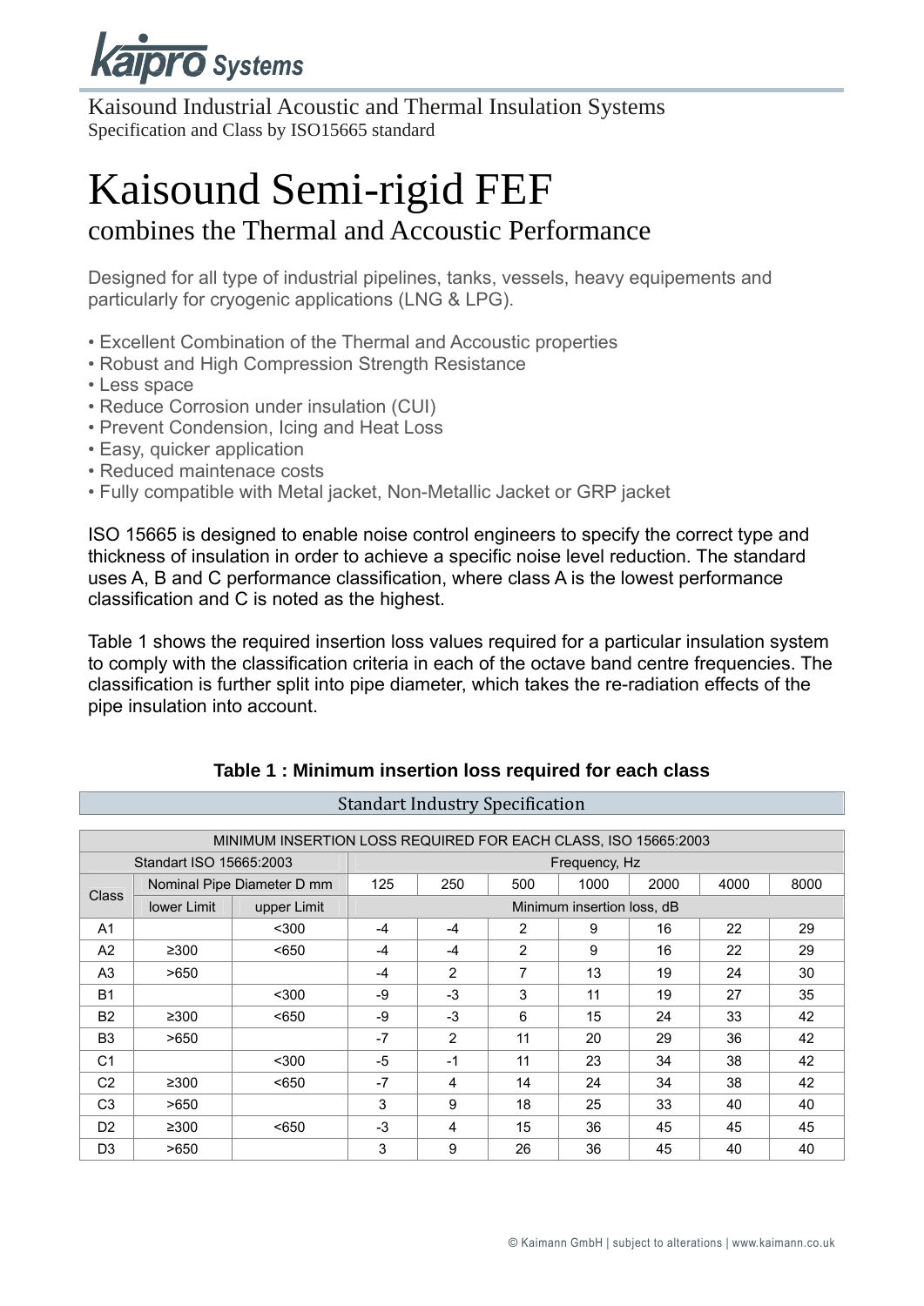kaipro Systems

Kaisound Industrial Acoustic and Thermal Insulation Systems
Specification and Class by ISO15665 standard

# Kaisound Semi-rigid FEF

## combines the Thermal and Accoustic Performance

Designed for all type of industrial pipelines, tanks, vessels, heavy equipements and particularly for cryogenic applications (LNG & LPG).

- Excellent Combination of the Thermal and Accoustic properties
- Robust and High Compression Strength Resistance
- Less space
- Reduce Corrosion under insulation (CUI)
- Prevent Condension, Icing and Heat Loss
- Easy, quicker application
- Reduced maintenace costs
- Fully compatible with Metal jacket, Non-Metallic Jacket or GRP jacket

ISO 15665 is designed to enable noise control engineers to specify the correct type and thickness of insulation in order to achieve a specific noise level reduction. The standard uses A, B and C performance classification, where class A is the lowest performance classification and C is noted as the highest.

Table 1 shows the required insertion loss values required for a particular insulation system to comply with the classification criteria in each of the octave band centre frequencies. The classification is further split into pipe diameter, which takes the re-radiation effects of the pipe insulation into account.

**Table 1 : Minimum insertion loss required for each class**

Standart Industry Specification

| MINIMUM INSERTION LOSS REQUIRED FOR EACH CLASS, ISO 15665:2003 | | | | | | | | | |
|---|---|---|---|---|---|---|---|---|---|
| Standart ISO 15665:2003 | | | Frequency, Hz | | | | | | |
| Class | Nominal Pipe Diameter D mm | | 125 | 250 | 500 | 1000 | 2000 | 4000 | 8000 |
| | lower Limit | upper Limit | Minimum insertion loss, dB | | | | | | |
| A1 | | <300 | -4 | -4 | 2 | 9 | 16 | 22 | 29 |
| A2 | ≥300 | <650 | -4 | -4 | 2 | 9 | 16 | 22 | 29 |
| A3 | >650 | | -4 | 2 | 7 | 13 | 19 | 24 | 30 |
| B1 | | <300 | -9 | -3 | 3 | 11 | 19 | 27 | 35 |
| B2 | ≥300 | <650 | -9 | -3 | 6 | 15 | 24 | 33 | 42 |
| B3 | >650 | | -7 | 2 | 11 | 20 | 29 | 36 | 42 |
| C1 | | <300 | -5 | -1 | 11 | 23 | 34 | 38 | 42 |
| C2 | ≥300 | <650 | -7 | 4 | 14 | 24 | 34 | 38 | 42 |
| C3 | >650 | | 3 | 9 | 18 | 25 | 33 | 40 | 40 |
| D2 | ≥300 | <650 | -3 | 4 | 15 | 36 | 45 | 45 | 45 |
| D3 | >650 | | 3 | 9 | 26 | 36 | 45 | 40 | 40 |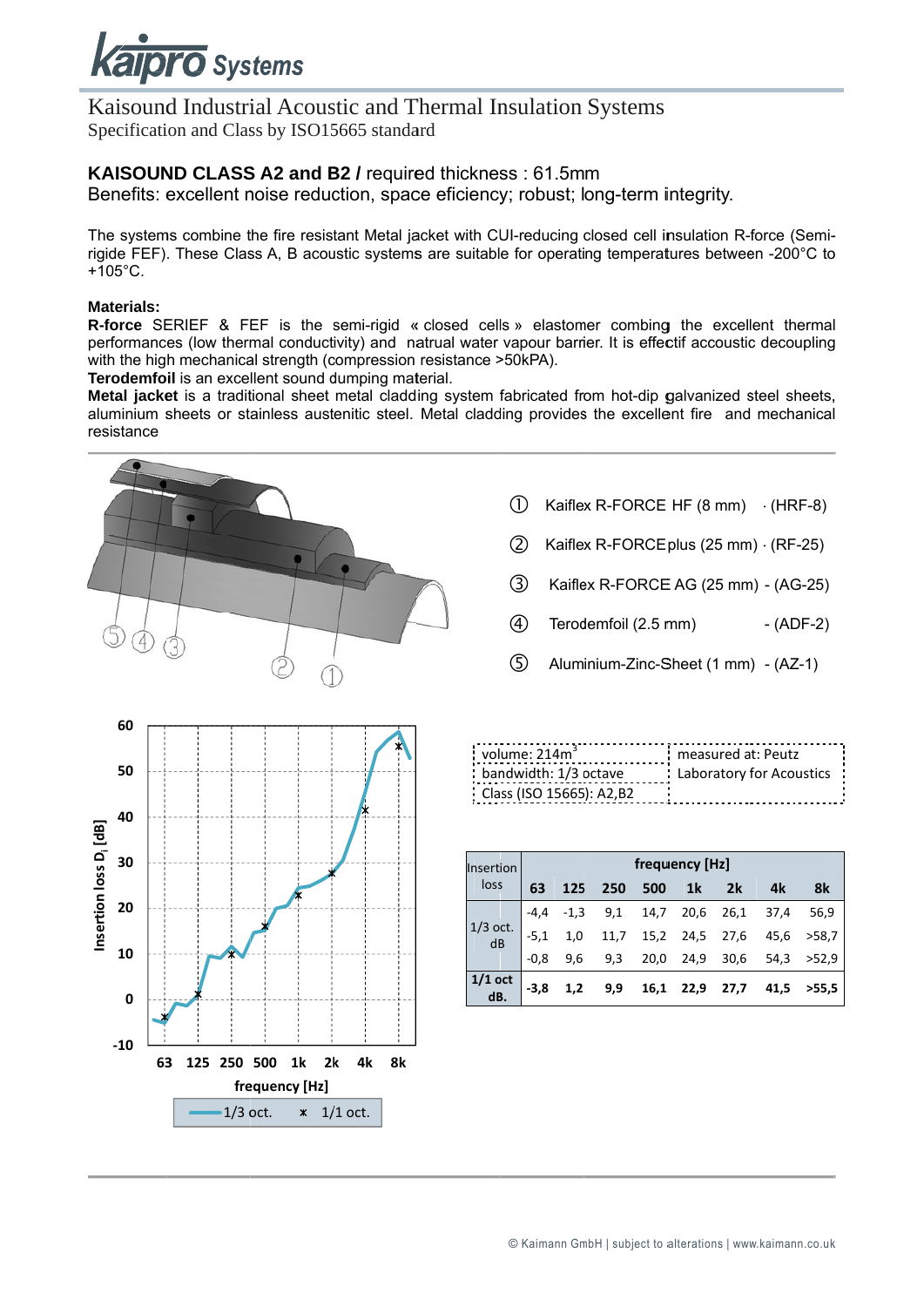Kaisound Industrial Acoustic and Thermal Insulation Systems
Specification and Class by ISO15665 standard

## KAISOUND CLASS A2 and B2 / required thickness : 61.5mm

Benefits: excellent noise reduction, space eficiency; robust; long-term integrity.

The systems combine the fire resistant Metal jacket with CUI-reducing closed cell insulation R-force (Semi-rigide FEF). These Class A, B acoustic systems are suitable for operating temperatures between -200°C to +105°C.

**Materials:**

**R-force** SERIEF & FEF is the semi-rigid « closed cells » elastomer combing the excellent thermal performances (low thermal conductivity) and natrual water vapour barrier. It is effectif accoustic decoupling with the high mechanical strength (compression resistance >50kPA).

**Terodemfoil** is an excellent sound dumping material.

**Metal jacket** is a traditional sheet metal cladding system fabricated from hot-dip galvanized steel sheets, aluminium sheets or stainless austenitic steel. Metal cladding provides the excellent fire and mechanical resistance

① Kaiflex R-FORCE HF (8 mm) · (HRF-8)

② Kaiflex R-FORCEplus (25 mm) · (RF-25)

③ Kaiflex R-FORCE AG (25 mm) - (AG-25)

④ Terodemfoil (2.5 mm) - (ADF-2)

⑤ Aluminium-Zinc-Sheet (1 mm) - (AZ-1)

| volume: 214m³ | measured at: Peutz Laboratory for Acoustics |
|---|---|
| bandwidth: 1/3 octave | |
| Class (ISO 15665): A2,B2 | |

| Insertion loss | frequency [Hz] | | | | | | | |
|---|---|---|---|---|---|---|---|---|
| | 63 | 125 | 250 | 500 | 1k | 2k | 4k | 8k |
| 1/3 oct. dB | -4,4 | -1,3 | 9,1 | 14,7 | 20,6 | 26,1 | 37,4 | 56,9 |
| | -5,1 | 1,0 | 11,7 | 15,2 | 24,5 | 27,6 | 45,6 | >58,7 |
| | -0,8 | 9,6 | 9,3 | 20,0 | 24,9 | 30,6 | 54,3 | >52,9 |
| **1/1 oct dB.** | **-3,8** | **1,2** | **9,9** | **16,1** | **22,9** | **27,7** | **41,5** | **>55,5** |

Insertion loss $D_i$ [dB] vs. frequency [Hz] — 1/3 oct. / 1/1 oct.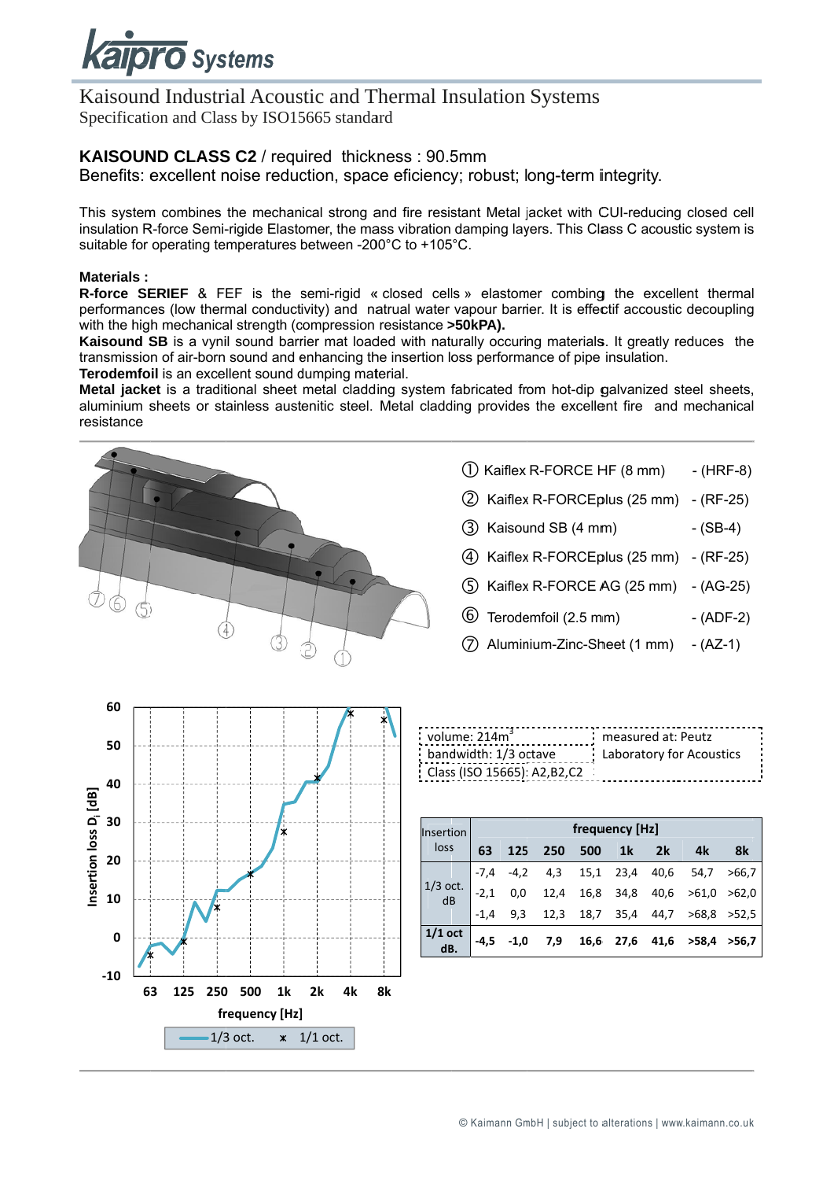![kaipro Systems logo]

# Kaisound Industrial Acoustic and Thermal Insulation Systems

Specification and Class by ISO15665 standard

## KAISOUND CLASS C2 / required thickness : 90.5mm

Benefits: excellent noise reduction, space eficiency; robust; long-term integrity.

This system combines the mechanical strong and fire resistant Metal jacket with CUI-reducing closed cell insulation R-force Semi-rigide Elastomer, the mass vibration damping layers. This Class C acoustic system is suitable for operating temperatures between -200°C to +105°C.

**Materials :**

**R-force SERIEF** & FEF is the semi-rigid « closed cells » elastomer combing the excellent thermal performances (low thermal conductivity) and natrual water vapour barrier. It is effectif accoustic decoupling with the high mechanical strength (compression resistance **>50kPA).**

**Kaisound SB** is a vynil sound barrier mat loaded with naturally occuring materials. It greatly reduces the transmission of air-born sound and enhancing the insertion loss performance of pipe insulation.

**Terodemfoil** is an excellent sound dumping material.

**Metal jacket** is a traditional sheet metal cladding system fabricated from hot-dip galvanized steel sheets, aluminium sheets or stainless austenitic steel. Metal cladding provides the excellent fire and mechanical resistance

1. Kaiflex R-FORCE HF (8 mm) - (HRF-8)
2. Kaiflex R-FORCEplus (25 mm) - (RF-25)
3. Kaisound SB (4 mm) - (SB-4)
4. Kaiflex R-FORCEplus (25 mm) - (RF-25)
5. Kaiflex R-FORCE AG (25 mm) - (AG-25)
6. Terodemfoil (2.5 mm) - (ADF-2)
7. Aluminium-Zinc-Sheet (1 mm) - (AZ-1)

| | |
|---|---|
| volume: 214m³ | measured at: Peutz Laboratory for Acoustics |
| bandwidth: 1/3 octave | |
| Class (ISO 15665): A2,B2,C2 | |

| Insertion loss | frequency [Hz] | | | | | | | |
|---|---|---|---|---|---|---|---|---|
| | 63 | 125 | 250 | 500 | 1k | 2k | 4k | 8k |
| 1/3 oct. dB | -7,4 | -4,2 | 4,3 | 15,1 | 23,4 | 40,6 | 54,7 | >66,7 |
| | -2,1 | 0,0 | 12,4 | 16,8 | 34,8 | 40,6 | >61,0 | >62,0 |
| | -1,4 | 9,3 | 12,3 | 18,7 | 35,4 | 44,7 | >68,8 | >52,5 |
| **1/1 oct dB.** | **-4,5** | **-1,0** | **7,9** | **16,6** | **27,6** | **41,6** | **>58,4** | **>56,7** |

© Kaimann GmbH | subject to alterations | www.kaimann.co.uk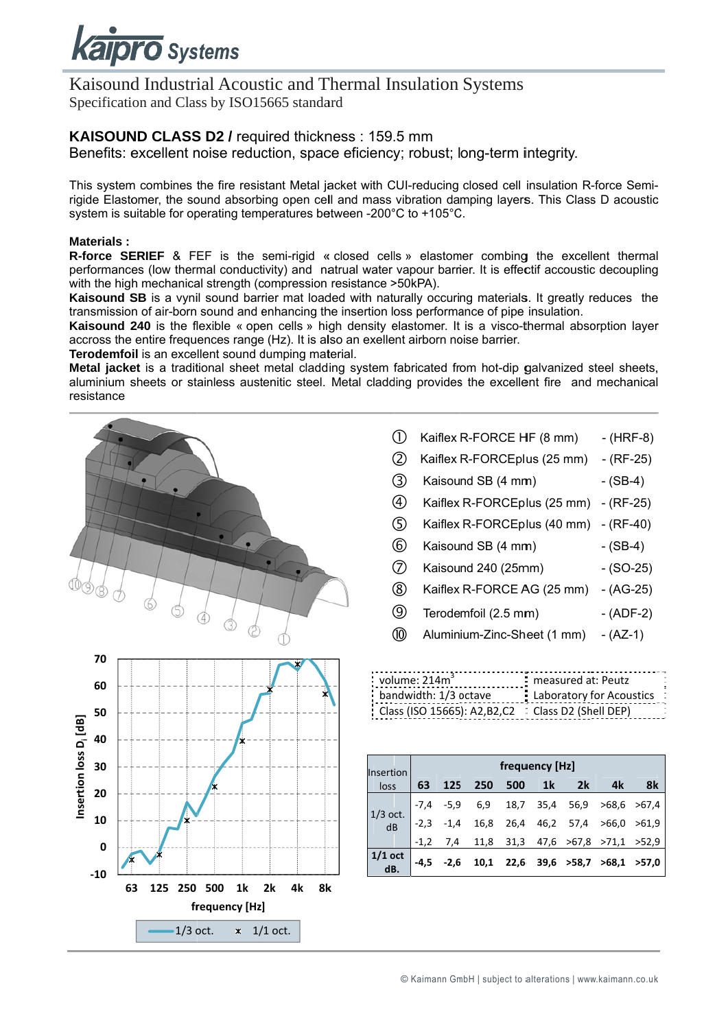# kaipro Systems

## Kaisound Industrial Acoustic and Thermal Insulation Systems

Specification and Class by ISO15665 standard

### KAISOUND CLASS D2 / required thickness : 159.5 mm

Benefits: excellent noise reduction, space eficiency; robust; long-term integrity.

This system combines the fire resistant Metal jacket with CUI-reducing closed cell insulation R-force Semi-rigide Elastomer, the sound absorbing open cell and mass vibration damping layers. This Class D acoustic system is suitable for operating temperatures between -200°C to +105°C.

**Materials :**

**R-force SERIEF** & FEF is the semi-rigid « closed cells » elastomer combing the excellent thermal performances (low thermal conductivity) and natrual water vapour barrier. It is effectif accoustic decoupling with the high mechanical strength (compression resistance >50kPA).

**Kaisound SB** is a vynil sound barrier mat loaded with naturally occuring materials. It greatly reduces the transmission of air-born sound and enhancing the insertion loss performance of pipe insulation.

**Kaisound 240** is the flexible « open cells » high density elastomer. It is a visco-thermal absorption layer accross the entire frequences range (Hz). It is also an exellent airborn noise barrier.

**Terodemfoil** is an excellent sound dumping material.

**Metal jacket** is a traditional sheet metal cladding system fabricated from hot-dip galvanized steel sheets, aluminium sheets or stainless austenitic steel. Metal cladding provides the excellent fire and mechanical resistance

① Kaiflex R-FORCE HF (8 mm) - (HRF-8)
② Kaiflex R-FORCEplus (25 mm) - (RF-25)
③ Kaisound SB (4 mm) - (SB-4)
④ Kaiflex R-FORCEplus (25 mm) - (RF-25)
⑤ Kaiflex R-FORCEplus (40 mm) - (RF-40)
⑥ Kaisound SB (4 mm) - (SB-4)
⑦ Kaisound 240 (25mm) - (SO-25)
⑧ Kaiflex R-FORCE AG (25 mm) - (AG-25)
⑨ Terodemfoil (2.5 mm) - (ADF-2)
⑩ Aluminium-Zinc-Sheet (1 mm) - (AZ-1)

Insertion loss $D_i$ [dB]
70
60
50
40
30
20
10
0
-10
63 125 250 500 1k 2k 4k 8k
frequency [Hz]
1/3 oct. × 1/1 oct.

| | |
|---|---|
| volume: 214m$^3$ | measured at: Peutz |
| bandwidth: 1/3 octave | Laboratory for Acoustics |
| Class (ISO 15665): A2,B2,C2 | Class D2 (Shell DEP) |

| Insertion loss | frequency [Hz] | | | | | | | |
|---|---|---|---|---|---|---|---|---|
| | 63 | 125 | 250 | 500 | 1k | 2k | 4k | 8k |
| 1/3 oct. dB | -7,4 | -5,9 | 6,9 | 18,7 | 35,4 | 56,9 | >68,6 | >67,4 |
| | -2,3 | -1,4 | 16,8 | 26,4 | 46,2 | 57,4 | >66,0 | >61,9 |
| | -1,2 | 7,4 | 11,8 | 31,3 | 47,6 | >67,8 | >71,1 | >52,9 |
| **1/1 oct dB.** | **-4,5** | **-2,6** | **10,1** | **22,6** | **39,6** | **>58,7** | **>68,1** | **>57,0** |

© Kaimann GmbH | subject to alterations | www.kaimann.co.uk